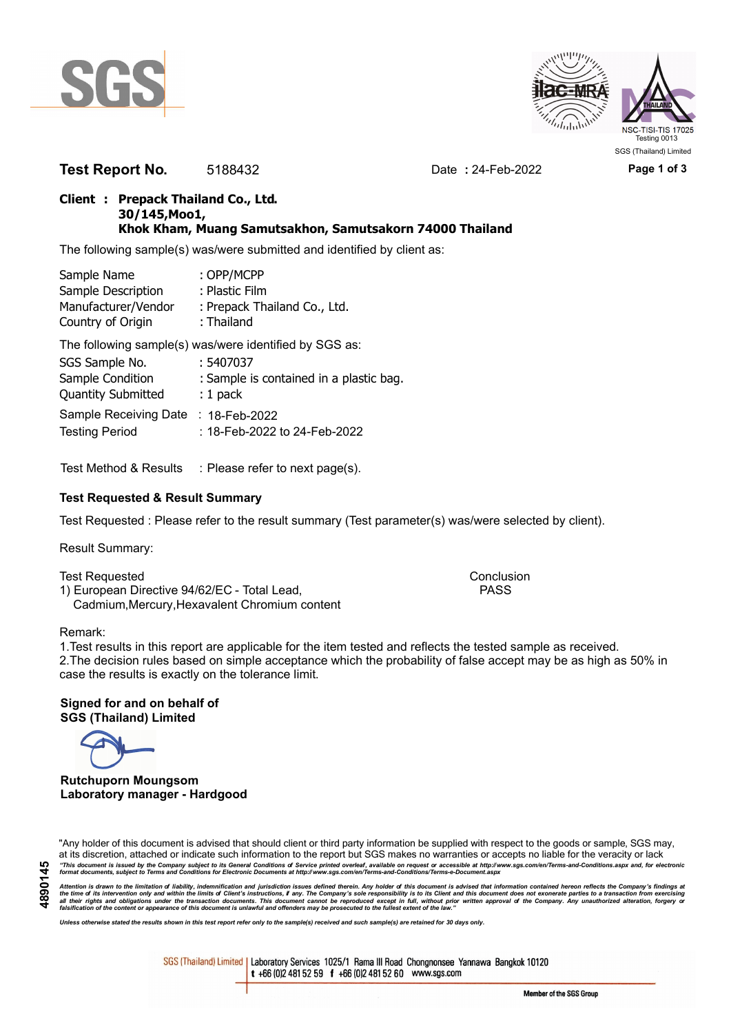**Test Report No.** 5188432 Date : 24-Feb-2022

**Client : Prepack Thailand Co., Ltd.**
**30/145,Moo1,**
**Khok Kham, Muang Samutsakhon, Samutsakorn 74000 Thailand**

The following sample(s) was/were submitted and identified by client as:

| | |
|---|---|
| Sample Name | : OPP/MCPP |
| Sample Description | : Plastic Film |
| Manufacturer/Vendor | : Prepack Thailand Co., Ltd. |
| Country of Origin | : Thailand |

The following sample(s) was/were identified by SGS as:

| | |
|---|---|
| SGS Sample No. | : 5407037 |
| Sample Condition | : Sample is contained in a plastic bag. |
| Quantity Submitted | : 1 pack |
| Sample Receiving Date | : 18-Feb-2022 |
| Testing Period | : 18-Feb-2022 to 24-Feb-2022 |

Test Method & Results : Please refer to next page(s).

### Test Requested & Result Summary

Test Requested : Please refer to the result summary (Test parameter(s) was/were selected by client).

Result Summary:

| Test Requested | Conclusion |
|---|---|
| 1) European Directive 94/62/EC - Total Lead, Cadmium,Mercury,Hexavalent Chromium content | PASS |

Remark:
1.Test results in this report are applicable for the item tested and reflects the tested sample as received.
2.The decision rules based on simple acceptance which the probability of false accept may be as high as 50% in case the results is exactly on the tolerance limit.

**Signed for and on behalf of**
**SGS (Thailand) Limited**

**Rutchuporn Moungsom**
**Laboratory manager - Hardgood**

"Any holder of this document is advised that should client or third party information be supplied with respect to the goods or sample, SGS may, at its discretion, attached or indicate such information to the report but SGS makes no warranties or accepts no liable for the veracity or lack

*"This document is issued by the Company subject to its General Conditions of Service printed overleaf, available on request or accessible at http://www.sgs.com/en/Terms-and-Conditions.aspx and, for electronic format documents, subject to Terms and Conditions for Electronic Documents at http://www.sgs.com/en/Terms-and-Conditions/Terms-e-Document.aspx*

*Attention is drawn to the limitation of liability, indemnification and jurisdiction issues defined therein. Any holder of this document is advised that information contained hereon reflects the Company's findings at the time of its intervention only and within the limits of Client's instructions, if any. The Company's sole responsibility is to its Client and this document does not exonerate parties to a transaction from exercising all their rights and obligations under the transaction documents. This document cannot be reproduced except in full, without prior written approval of the Company. Any unauthorized alteration, forgery or falsification of the content or appearance of this document is unlawful and offenders may be prosecuted to the fullest extent of the law."*

*Unless otherwise stated the results shown in this test report refer only to the sample(s) received and such sample(s) are retained for 30 days only.*

4890145

SGS (Thailand) Limited | Laboratory Services 1025/1 Rama III Road Chongnonsee Yannawa Bangkok 10120
t +66 (0)2 481 52 59 f +66 (0)2 481 52 60 www.sgs.com

Member of the SGS Group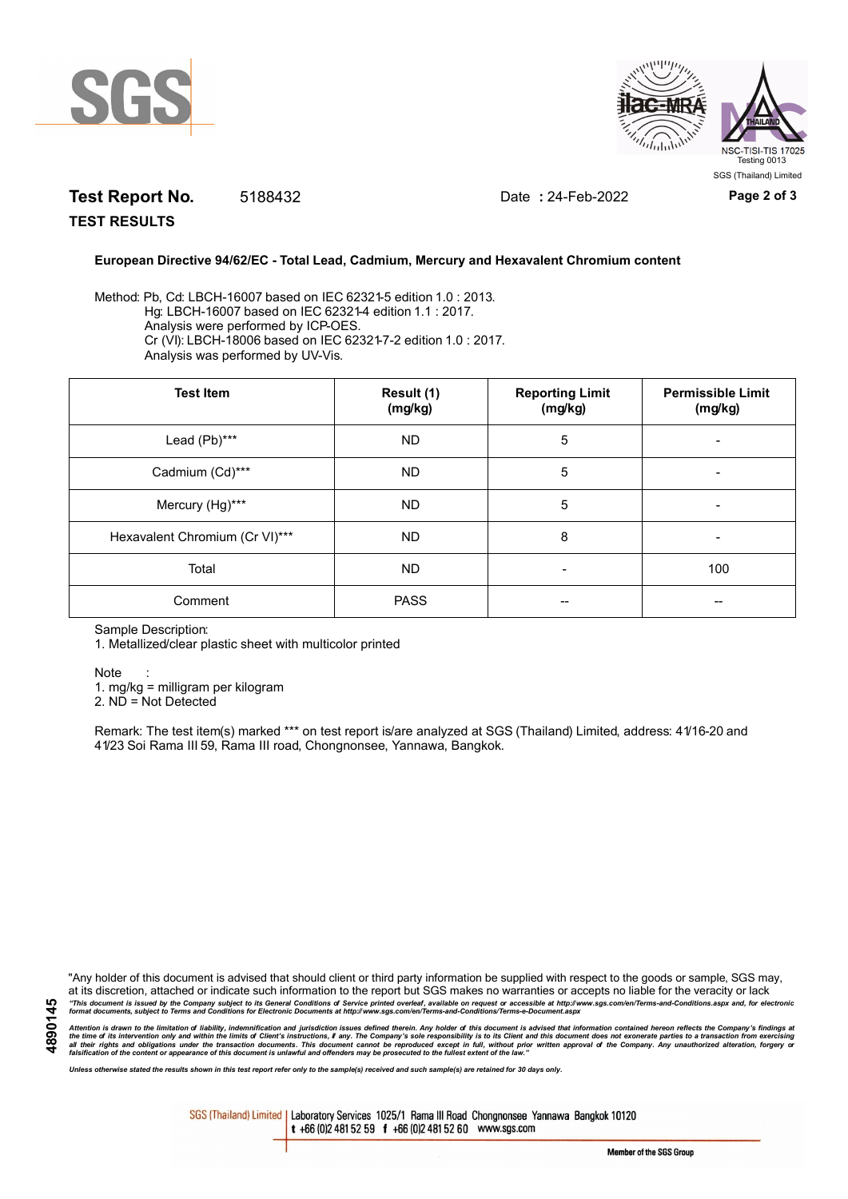**Test Report No.** 5188432 Date **:** 24-Feb-2022

**TEST RESULTS**

**European Directive 94/62/EC - Total Lead, Cadmium, Mercury and Hexavalent Chromium content**

Method: Pb, Cd: LBCH-16007 based on IEC 62321-5 edition 1.0 : 2013.
Hg: LBCH-16007 based on IEC 62321-4 edition 1.1 : 2017.
Analysis were performed by ICP-OES.
Cr (VI): LBCH-18006 based on IEC 62321-7-2 edition 1.0 : 2017.
Analysis was performed by UV-Vis.

| Test Item | Result (1) (mg/kg) | Reporting Limit (mg/kg) | Permissible Limit (mg/kg) |
|---|---|---|---|
| Lead (Pb)*** | ND | 5 | - |
| Cadmium (Cd)*** | ND | 5 | - |
| Mercury (Hg)*** | ND | 5 | - |
| Hexavalent Chromium (Cr VI)*** | ND | 8 | - |
| Total | ND | - | 100 |
| Comment | PASS | -- | -- |

Sample Description:
1. Metallized/clear plastic sheet with multicolor printed

Note :
1. mg/kg = milligram per kilogram
2. ND = Not Detected

Remark: The test item(s) marked *** on test report is/are analyzed at SGS (Thailand) Limited, address: 41/16-20 and 41/23 Soi Rama III 59, Rama III road, Chongnonsee, Yannawa, Bangkok.

"Any holder of this document is advised that should client or third party information be supplied with respect to the goods or sample, SGS may, at its discretion, attached or indicate such information to the report but SGS makes no warranties or accepts no liable for the veracity or lack

*"This document is issued by the Company subject to its General Conditions of Service printed overleaf, available on request or accessible at http://www.sgs.com/en/Terms-and-Conditions.aspx and, for electronic format documents, subject to Terms and Conditions for Electronic Documents at http://www.sgs.com/en/Terms-and-Conditions/Terms-e-Document.aspx*

*Attention is drawn to the limitation of liability, indemnification and jurisdiction issues defined therein. Any holder of this document is advised that information contained hereon reflects the Company's findings at the time of its intervention only and within the limits of Client's instructions, if any. The Company's sole responsibility is to its Client and this document does not exonerate parties to a transaction from exercising all their rights and obligations under the transaction documents. This document cannot be reproduced except in full, without prior written approval of the Company. Any unauthorized alteration, forgery or falsification of the content or appearance of this document is unlawful and offenders may be prosecuted to the fullest extent of the law."*

*Unless otherwise stated the results shown in this test report refer only to the sample(s) received and such sample(s) are retained for 30 days only.*

SGS (Thailand) Limited | Laboratory Services 1025/1 Rama III Road Chongnonsee Yannawa Bangkok 10120
t +66 (0)2 481 52 59 f +66 (0)2 481 52 60 www.sgs.com

Member of the SGS Group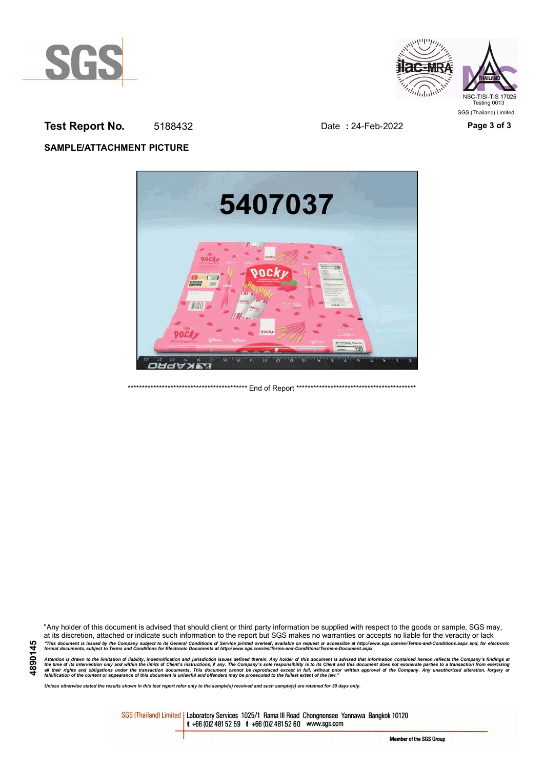**Test Report No.** 5188432 Date **:** 24-Feb-2022

**SAMPLE/ATTACHMENT PICTURE**

5407037

******************************************** End of Report ********************************************

"Any holder of this document is advised that should client or third party information be supplied with respect to the goods or sample, SGS may, at its discretion, attached or indicate such information to the report but SGS makes no warranties or accepts no liable for the veracity or lack

*"This document is issued by the Company subject to its General Conditions of Service printed overleaf, available on request or accessible at http://www.sgs.com/en/Terms-and-Conditions.aspx and, for electronic format documents, subject to Terms and Conditions for Electronic Documents at http://www.sgs.com/en/Terms-and-Conditions/Terms-e-Document.aspx*

*Attention is drawn to the limitation of liability, indemnification and jurisdiction issues defined therein. Any holder of this document is advised that information contained hereon reflects the Company's findings at the time of its intervention only and within the limits of Client's instructions, if any. The Company's sole responsibility is to its Client and this document does not exonerate parties to a transaction from exercising all their rights and obligations under the transaction documents. This document cannot be reproduced except in full, without prior written approval of the Company. Any unauthorized alteration, forgery or falsification of the content or appearance of this document is unlawful and offenders may be prosecuted to the fullest extent of the law."*

*Unless otherwise stated the results shown in this test report refer only to the sample(s) received and such sample(s) are retained for 30 days only.*

4890145

SGS (Thailand) Limited | Laboratory Services 1025/1 Rama III Road Chongnonsee Yannawa Bangkok 10120
t +66 (0)2 481 52 59 f +66 (0)2 481 52 60 www.sgs.com

Member of the SGS Group